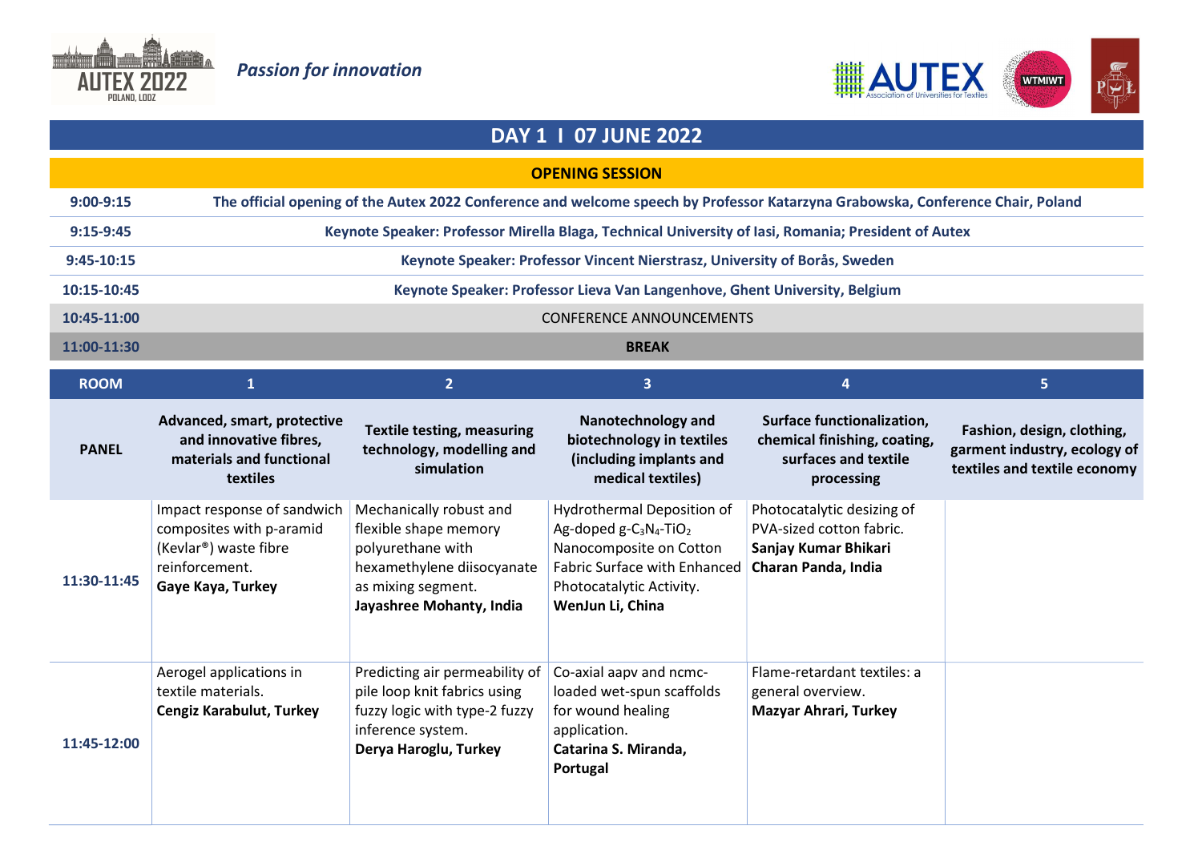*Passion for innovation*

# DAY 1 I 07 JUNE 2022

## OPENING SESSION

| | |
|---|---|
| 9:00-9:15 | **The official opening of the Autex 2022 Conference and welcome speech by Professor Katarzyna Grabowska, Conference Chair, Poland** |
| 9:15-9:45 | **Keynote Speaker: Professor Mirella Blaga, Technical University of Iasi, Romania; President of Autex** |
| 9:45-10:15 | **Keynote Speaker: Professor Vincent Nierstrasz, University of Borås, Sweden** |
| 10:15-10:45 | **Keynote Speaker: Professor Lieva Van Langenhove, Ghent University, Belgium** |
| 10:45-11:00 | CONFERENCE ANNOUNCEMENTS |
| 11:00-11:30 | **BREAK** |

| ROOM | 1 | 2 | 3 | 4 | 5 |
|---|---|---|---|---|---|
| **PANEL** | **Advanced, smart, protective and innovative fibres, materials and functional textiles** | **Textile testing, measuring technology, modelling and simulation** | **Nanotechnology and biotechnology in textiles (including implants and medical textiles)** | **Surface functionalization, chemical finishing, coating, surfaces and textile processing** | **Fashion, design, clothing, garment industry, ecology of textiles and textile economy** |
| 11:30-11:45 | Impact response of sandwich composites with p-aramid (Kevlar®) waste fibre reinforcement. **Gaye Kaya, Turkey** | Mechanically robust and flexible shape memory polyurethane with hexamethylene diisocyanate as mixing segment. **Jayashree Mohanty, India** | Hydrothermal Deposition of Ag-doped g-$C_3N_4$-$TiO_2$ Nanocomposite on Cotton Fabric Surface with Enhanced Photocatalytic Activity. **WenJun Li, China** | Photocatalytic desizing of PVA-sized cotton fabric. **Sanjay Kumar Bhikari Charan Panda, India** | |
| 11:45-12:00 | Aerogel applications in textile materials. **Cengiz Karabulut, Turkey** | Predicting air permeability of pile loop knit fabrics using fuzzy logic with type-2 fuzzy inference system. **Derya Haroglu, Turkey** | Co-axial aapv and ncmc-loaded wet-spun scaffolds for wound healing application. **Catarina S. Miranda, Portugal** | Flame-retardant textiles: a general overview. **Mazyar Ahrari, Turkey** | |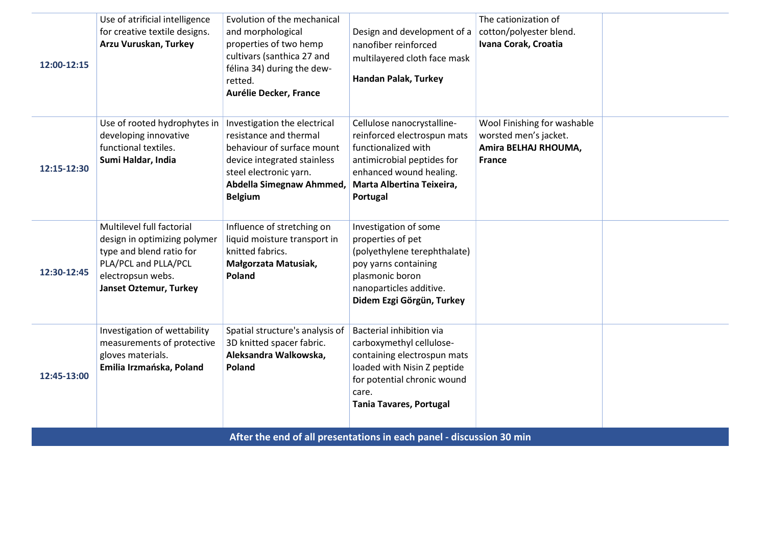| | | | | | |
|---|---|---|---|---|---|
| **12:00-12:15** | Use of atrificial intelligence for creative textile designs. **Arzu Vuruskan, Turkey** | Evolution of the mechanical and morphological properties of two hemp cultivars (santhica 27 and félina 34) during the dew-retted. **Aurélie Decker, France** | Design and development of a nanofiber reinforced multilayered cloth face mask **Handan Palak, Turkey** | The cationization of cotton/polyester blend. **Ivana Corak, Croatia** | |
| **12:15-12:30** | Use of rooted hydrophytes in developing innovative functional textiles. **Sumi Haldar, India** | Investigation the electrical resistance and thermal behaviour of surface mount device integrated stainless steel electronic yarn. **Abdella Simegnaw Ahmmed, Belgium** | Cellulose nanocrystalline-reinforced electrospun mats functionalized with antimicrobial peptides for enhanced wound healing. **Marta Albertina Teixeira, Portugal** | Wool Finishing for washable worsted men's jacket. **Amira BELHAJ RHOUMA, France** | |
| **12:30-12:45** | Multilevel full factorial design in optimizing polymer type and blend ratio for PLA/PCL and PLLA/PCL electropsun webs. **Janset Oztemur, Turkey** | Influence of stretching on liquid moisture transport in knitted fabrics. **Małgorzata Matusiak, Poland** | Investigation of some properties of pet (polyethylene terephthalate) poy yarns containing plasmonic boron nanoparticles additive. **Didem Ezgi Görgün, Turkey** | | |
| **12:45-13:00** | Investigation of wettability measurements of protective gloves materials. **Emilia Irzmańska, Poland** | Spatial structure's analysis of 3D knitted spacer fabric. **Aleksandra Walkowska, Poland** | Bacterial inhibition via carboxymethyl cellulose-containing electrospun mats loaded with Nisin Z peptide for potential chronic wound care. **Tania Tavares, Portugal** | | |

**After the end of all presentations in each panel - discussion 30 min**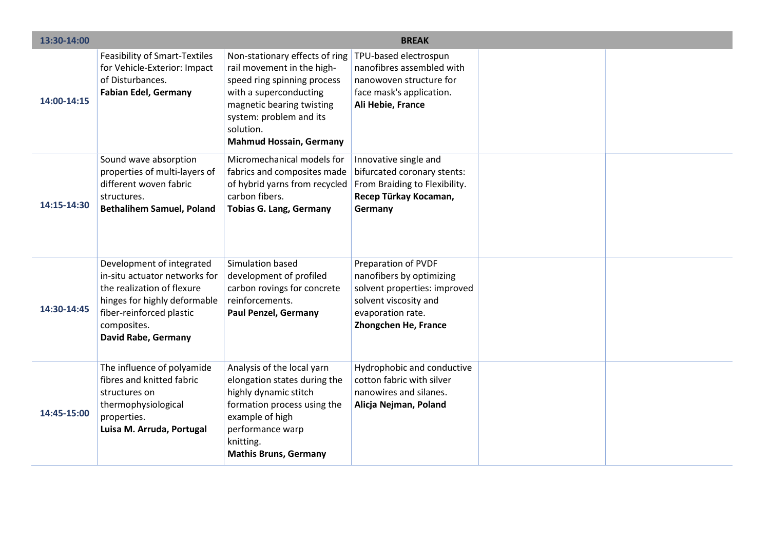| 13:30-14:00 | BREAK | | | | |
|---|---|---|---|---|---|
| 14:00-14:15 | Feasibility of Smart-Textiles for Vehicle-Exterior: Impact of Disturbances. **Fabian Edel, Germany** | Non-stationary effects of ring rail movement in the high-speed ring spinning process with a superconducting magnetic bearing twisting system: problem and its solution. **Mahmud Hossain, Germany** | TPU-based electrospun nanofibres assembled with nanowoven structure for face mask's application. **Ali Hebie, France** | | |
| 14:15-14:30 | Sound wave absorption properties of multi-layers of different woven fabric structures. **Bethalihem Samuel, Poland** | Micromechanical models for fabrics and composites made of hybrid yarns from recycled carbon fibers. **Tobias G. Lang, Germany** | Innovative single and bifurcated coronary stents: From Braiding to Flexibility. **Recep Türkay Kocaman, Germany** | | |
| 14:30-14:45 | Development of integrated in-situ actuator networks for the realization of flexure hinges for highly deformable fiber-reinforced plastic composites. **David Rabe, Germany** | Simulation based development of profiled carbon rovings for concrete reinforcements. **Paul Penzel, Germany** | Preparation of PVDF nanofibers by optimizing solvent properties: improved solvent viscosity and evaporation rate. **Zhongchen He, France** | | |
| 14:45-15:00 | The influence of polyamide fibres and knitted fabric structures on thermophysiological properties. **Luisa M. Arruda, Portugal** | Analysis of the local yarn elongation states during the highly dynamic stitch formation process using the example of high performance warp knitting. **Mathis Bruns, Germany** | Hydrophobic and conductive cotton fabric with silver nanowires and silanes. **Alicja Nejman, Poland** | | |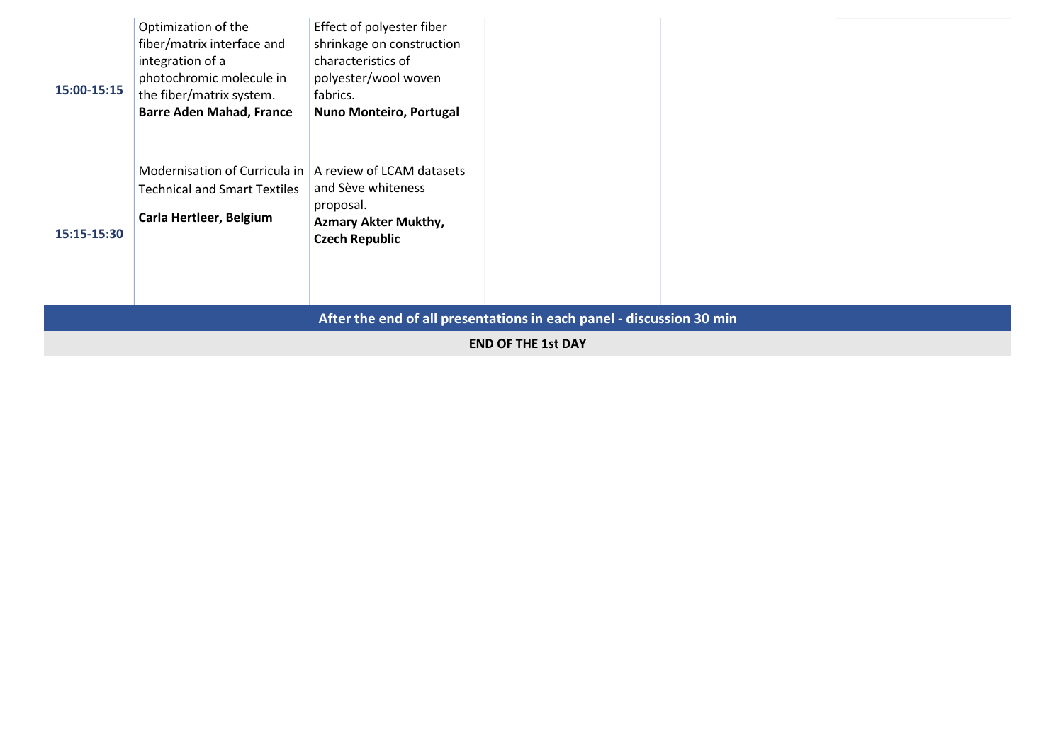| | | | | | |
|---|---|---|---|---|---|
| **15:00-15:15** | Optimization of the fiber/matrix interface and integration of a photochromic molecule in the fiber/matrix system. **Barre Aden Mahad, France** | Effect of polyester fiber shrinkage on construction characteristics of polyester/wool woven fabrics. **Nuno Monteiro, Portugal** | | | |
| **15:15-15:30** | Modernisation of Curricula in Technical and Smart Textiles **Carla Hertleer, Belgium** | A review of LCAM datasets and Sève whiteness proposal. **Azmary Akter Mukthy, Czech Republic** | | | |
| **After the end of all presentations in each panel - discussion 30 min** | | | | | |
| **END OF THE 1st DAY** | | | | | |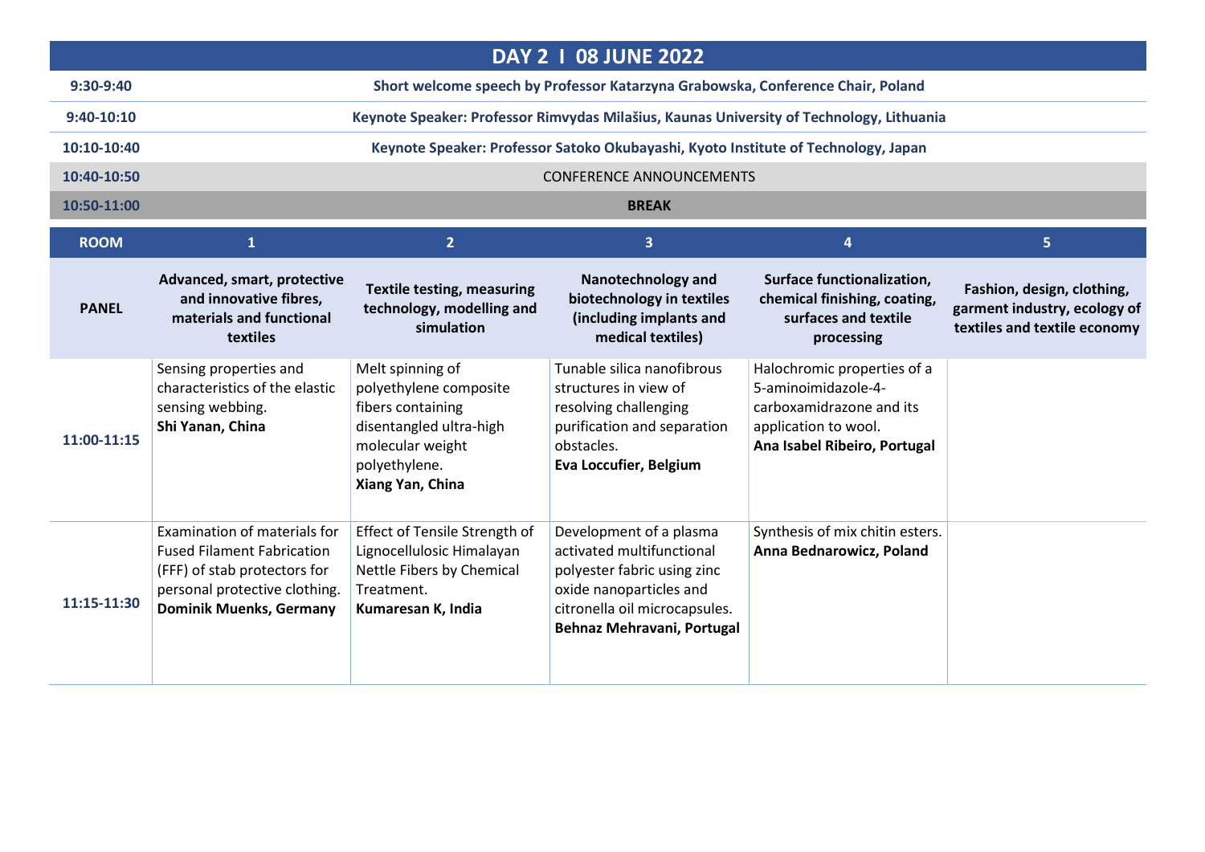## DAY 2 I 08 JUNE 2022

| | |
|---|---|
| 9:30-9:40 | **Short welcome speech by Professor Katarzyna Grabowska, Conference Chair, Poland** |
| 9:40-10:10 | **Keynote Speaker: Professor Rimvydas Milašius, Kaunas University of Technology, Lithuania** |
| 10:10-10:40 | **Keynote Speaker: Professor Satoko Okubayashi, Kyoto Institute of Technology, Japan** |
| 10:40-10:50 | CONFERENCE ANNOUNCEMENTS |
| 10:50-11:00 | **BREAK** |

| ROOM | 1 | 2 | 3 | 4 | 5 |
|---|---|---|---|---|---|
| **PANEL** | **Advanced, smart, protective and innovative fibres, materials and functional textiles** | **Textile testing, measuring technology, modelling and simulation** | **Nanotechnology and biotechnology in textiles (including implants and medical textiles)** | **Surface functionalization, chemical finishing, coating, surfaces and textile processing** | **Fashion, design, clothing, garment industry, ecology of textiles and textile economy** |
| 11:00-11:15 | Sensing properties and characteristics of the elastic sensing webbing. **Shi Yanan, China** | Melt spinning of polyethylene composite fibers containing disentangled ultra-high molecular weight polyethylene. **Xiang Yan, China** | Tunable silica nanofibrous structures in view of resolving challenging purification and separation obstacles. **Eva Loccufier, Belgium** | Halochromic properties of a 5-aminoimidazole-4-carboxamidrazone and its application to wool. **Ana Isabel Ribeiro, Portugal** | |
| 11:15-11:30 | Examination of materials for Fused Filament Fabrication (FFF) of stab protectors for personal protective clothing. **Dominik Muenks, Germany** | Effect of Tensile Strength of Lignocellulosic Himalayan Nettle Fibers by Chemical Treatment. **Kumaresan K, India** | Development of a plasma activated multifunctional polyester fabric using zinc oxide nanoparticles and citronella oil microcapsules. **Behnaz Mehravani, Portugal** | Synthesis of mix chitin esters. **Anna Bednarowicz, Poland** | |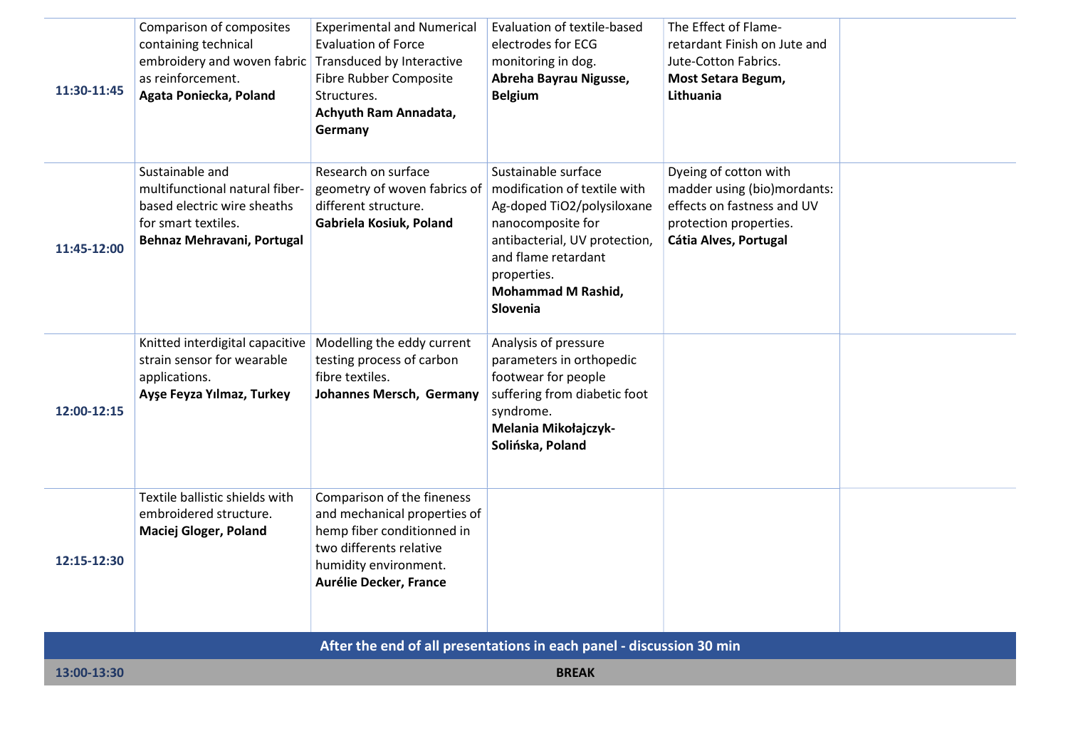| | | | | | |
|---|---|---|---|---|---|
| **11:30-11:45** | Comparison of composites containing technical embroidery and woven fabric as reinforcement. **Agata Poniecka, Poland** | Experimental and Numerical Evaluation of Force Transduced by Interactive Fibre Rubber Composite Structures. **Achyuth Ram Annadata, Germany** | Evaluation of textile-based electrodes for ECG monitoring in dog. **Abreha Bayrau Nigusse, Belgium** | The Effect of Flame-retardant Finish on Jute and Jute-Cotton Fabrics. **Most Setara Begum, Lithuania** | |
| **11:45-12:00** | Sustainable and multifunctional natural fiber-based electric wire sheaths for smart textiles. **Behnaz Mehravani, Portugal** | Research on surface geometry of woven fabrics of different structure. **Gabriela Kosiuk, Poland** | Sustainable surface modification of textile with Ag-doped TiO2/polysiloxane nanocomposite for antibacterial, UV protection, and flame retardant properties. **Mohammad M Rashid, Slovenia** | Dyeing of cotton with madder using (bio)mordants: effects on fastness and UV protection properties. **Cátia Alves, Portugal** | |
| **12:00-12:15** | Knitted interdigital capacitive strain sensor for wearable applications. **Ayşe Feyza Yılmaz, Turkey** | Modelling the eddy current testing process of carbon fibre textiles. **Johannes Mersch, Germany** | Analysis of pressure parameters in orthopedic footwear for people suffering from diabetic foot syndrome. **Melania Mikołajczyk-Solińska, Poland** | | |
| **12:15-12:30** | Textile ballistic shields with embroidered structure. **Maciej Gloger, Poland** | Comparison of the fineness and mechanical properties of hemp fiber conditionned in two differents relative humidity environment. **Aurélie Decker, France** | | | |
| | **After the end of all presentations in each panel - discussion 30 min** | | | | |
| **13:00-13:30** | **BREAK** | | | | |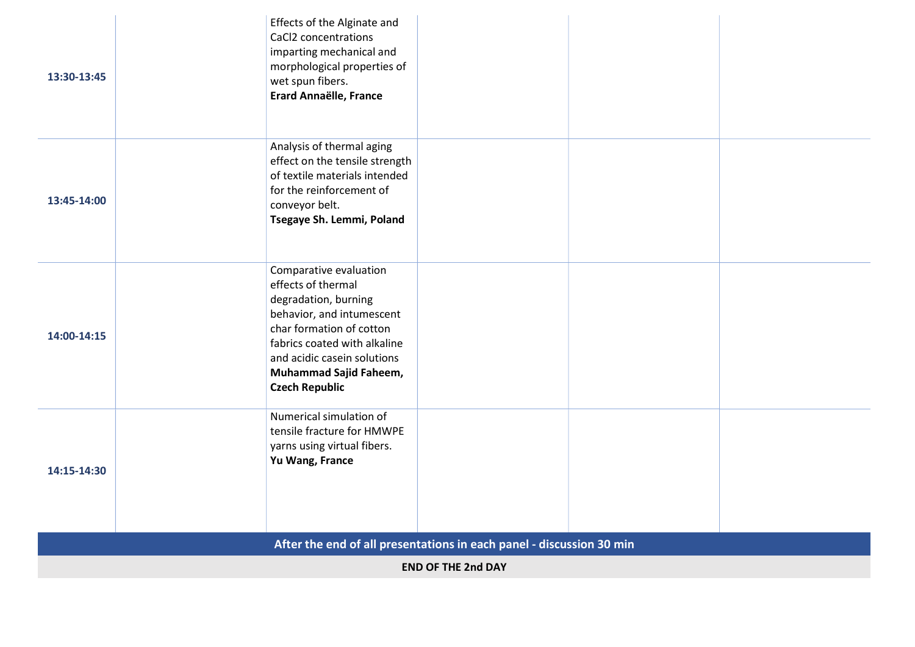| | | | | | |
|---|---|---|---|---|---|
| **13:30-13:45** | | Effects of the Alginate and $CaCl_2$ concentrations imparting mechanical and morphological properties of wet spun fibers. **Erard Annaëlle, France** | | | |
| **13:45-14:00** | | Analysis of thermal aging effect on the tensile strength of textile materials intended for the reinforcement of conveyor belt. **Tsegaye Sh. Lemmi, Poland** | | | |
| **14:00-14:15** | | Comparative evaluation effects of thermal degradation, burning behavior, and intumescent char formation of cotton fabrics coated with alkaline and acidic casein solutions **Muhammad Sajid Faheem, Czech Republic** | | | |
| **14:15-14:30** | | Numerical simulation of tensile fracture for HMWPE yarns using virtual fibers. **Yu Wang, France** | | | |

**After the end of all presentations in each panel - discussion 30 min**

**END OF THE 2nd DAY**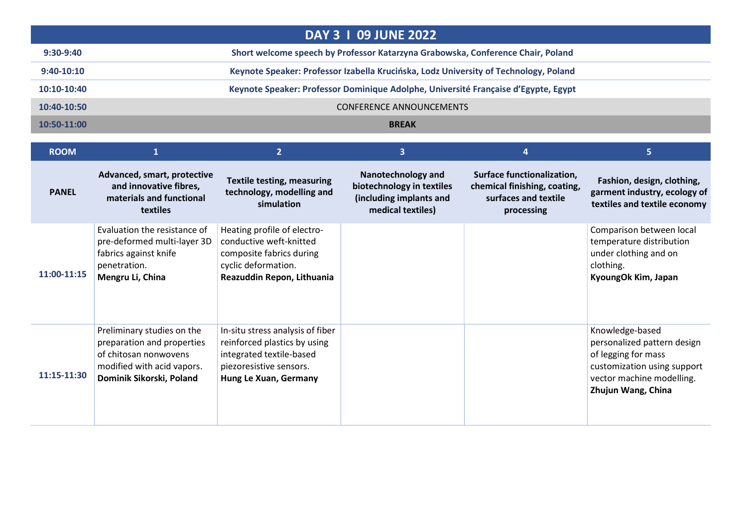# DAY 3 I 09 JUNE 2022

| | |
|---|---|
| 9:30-9:40 | **Short welcome speech by Professor Katarzyna Grabowska, Conference Chair, Poland** |
| 9:40-10:10 | **Keynote Speaker: Professor Izabella Krucińska, Lodz University of Technology, Poland** |
| 10:10-10:40 | **Keynote Speaker: Professor Dominique Adolphe, Université Française d'Egypte, Egypt** |
| 10:40-10:50 | CONFERENCE ANNOUNCEMENTS |
| 10:50-11:00 | **BREAK** |

| ROOM | 1 | 2 | 3 | 4 | 5 |
|---|---|---|---|---|---|
| PANEL | **Advanced, smart, protective and innovative fibres, materials and functional textiles** | **Textile testing, measuring technology, modelling and simulation** | **Nanotechnology and biotechnology in textiles (including implants and medical textiles)** | **Surface functionalization, chemical finishing, coating, surfaces and textile processing** | **Fashion, design, clothing, garment industry, ecology of textiles and textile economy** |
| 11:00-11:15 | Evaluation the resistance of pre-deformed multi-layer 3D fabrics against knife penetration. **Mengru Li, China** | Heating profile of electro-conductive weft-knitted composite fabrics during cyclic deformation. **Reazuddin Repon, Lithuania** | | | Comparison between local temperature distribution under clothing and on clothing. **KyoungOk Kim, Japan** |
| 11:15-11:30 | Preliminary studies on the preparation and properties of chitosan nonwovens modified with acid vapors. **Dominik Sikorski, Poland** | In-situ stress analysis of fiber reinforced plastics by using integrated textile-based piezoresistive sensors. **Hung Le Xuan, Germany** | | | Knowledge-based personalized pattern design of legging for mass customization using support vector machine modelling. **Zhujun Wang, China** |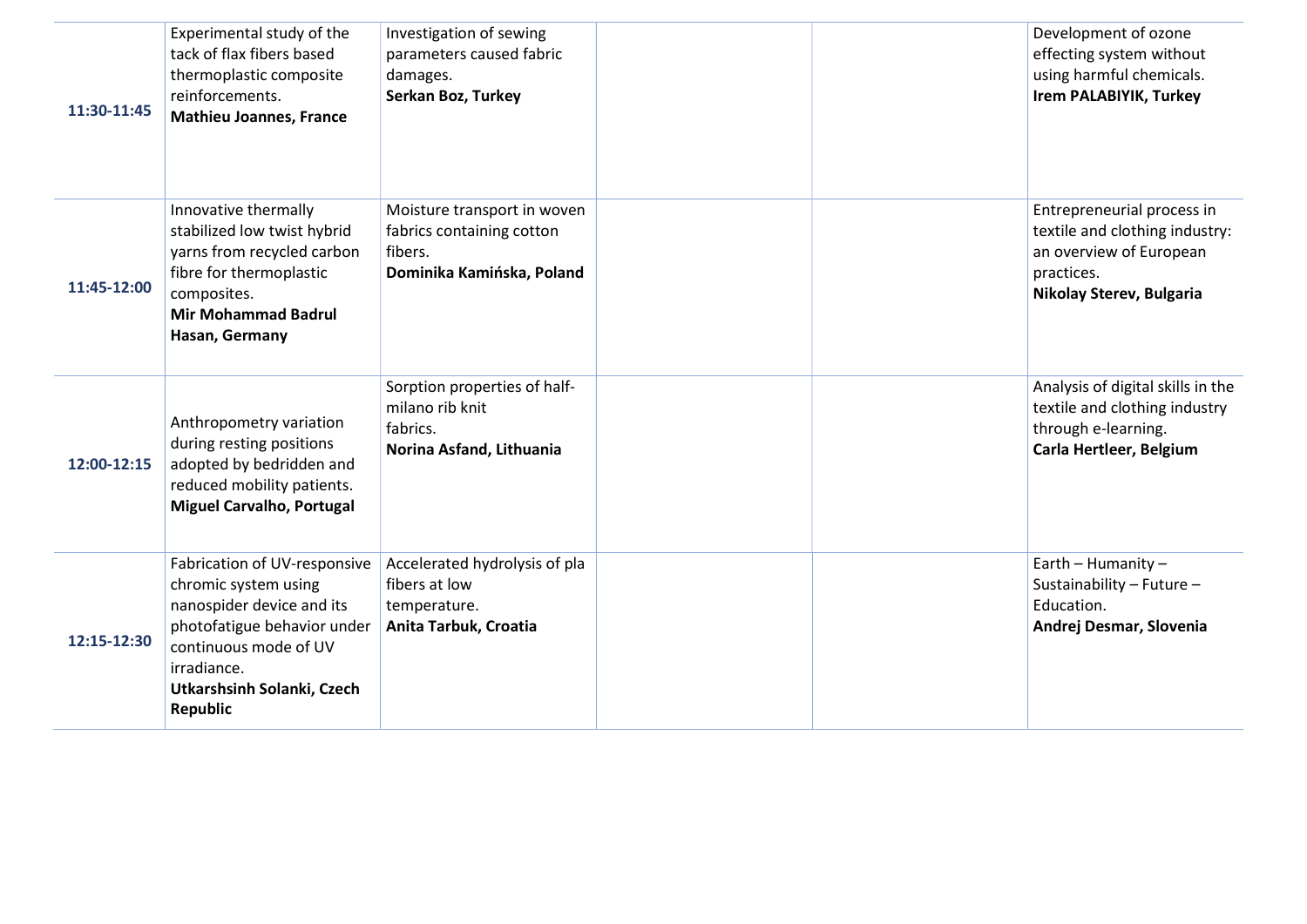| | | | | | |
|---|---|---|---|---|---|
| **11:30-11:45** | Experimental study of the tack of flax fibers based thermoplastic composite reinforcements. **Mathieu Joannes, France** | Investigation of sewing parameters caused fabric damages. **Serkan Boz, Turkey** | | | Development of ozone effecting system without using harmful chemicals. **Irem PALABIYIK, Turkey** |
| **11:45-12:00** | Innovative thermally stabilized low twist hybrid yarns from recycled carbon fibre for thermoplastic composites. **Mir Mohammad Badrul Hasan, Germany** | Moisture transport in woven fabrics containing cotton fibers. **Dominika Kamińska, Poland** | | | Entrepreneurial process in textile and clothing industry: an overview of European practices. **Nikolay Sterev, Bulgaria** |
| **12:00-12:15** | Anthropometry variation during resting positions adopted by bedridden and reduced mobility patients. **Miguel Carvalho, Portugal** | Sorption properties of half-milano rib knit fabrics. **Norina Asfand, Lithuania** | | | Analysis of digital skills in the textile and clothing industry through e-learning. **Carla Hertleer, Belgium** |
| **12:15-12:30** | Fabrication of UV-responsive chromic system using nanospider device and its photofatigue behavior under continuous mode of UV irradiance. **Utkarshsinh Solanki, Czech Republic** | Accelerated hydrolysis of pla fibers at low temperature. **Anita Tarbuk, Croatia** | | | Earth – Humanity – Sustainability – Future – Education. **Andrej Desmar, Slovenia** |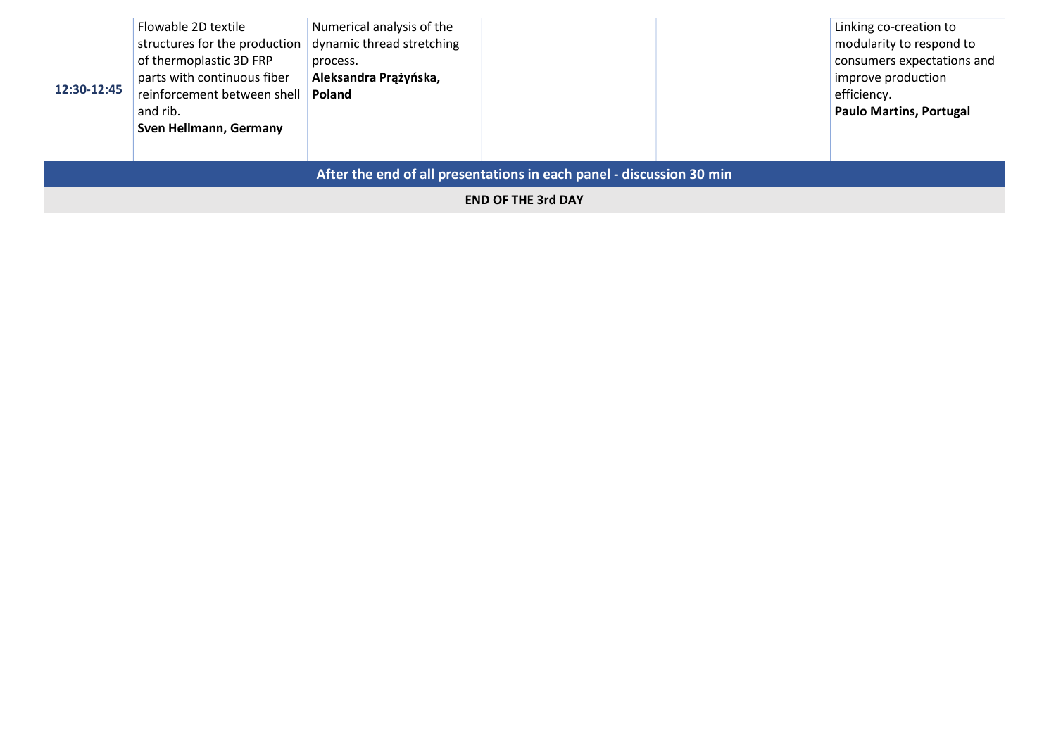| 12:30-12:45 | Flowable 2D textile structures for the production of thermoplastic 3D FRP parts with continuous fiber reinforcement between shell and rib. **Sven Hellmann, Germany** | Numerical analysis of the dynamic thread stretching process. **Aleksandra Prążyńska, Poland** | | | Linking co-creation to modularity to respond to consumers expectations and improve production efficiency. **Paulo Martins, Portugal** |
|---|---|---|---|---|---|

**After the end of all presentations in each panel - discussion 30 min**

**END OF THE 3rd DAY**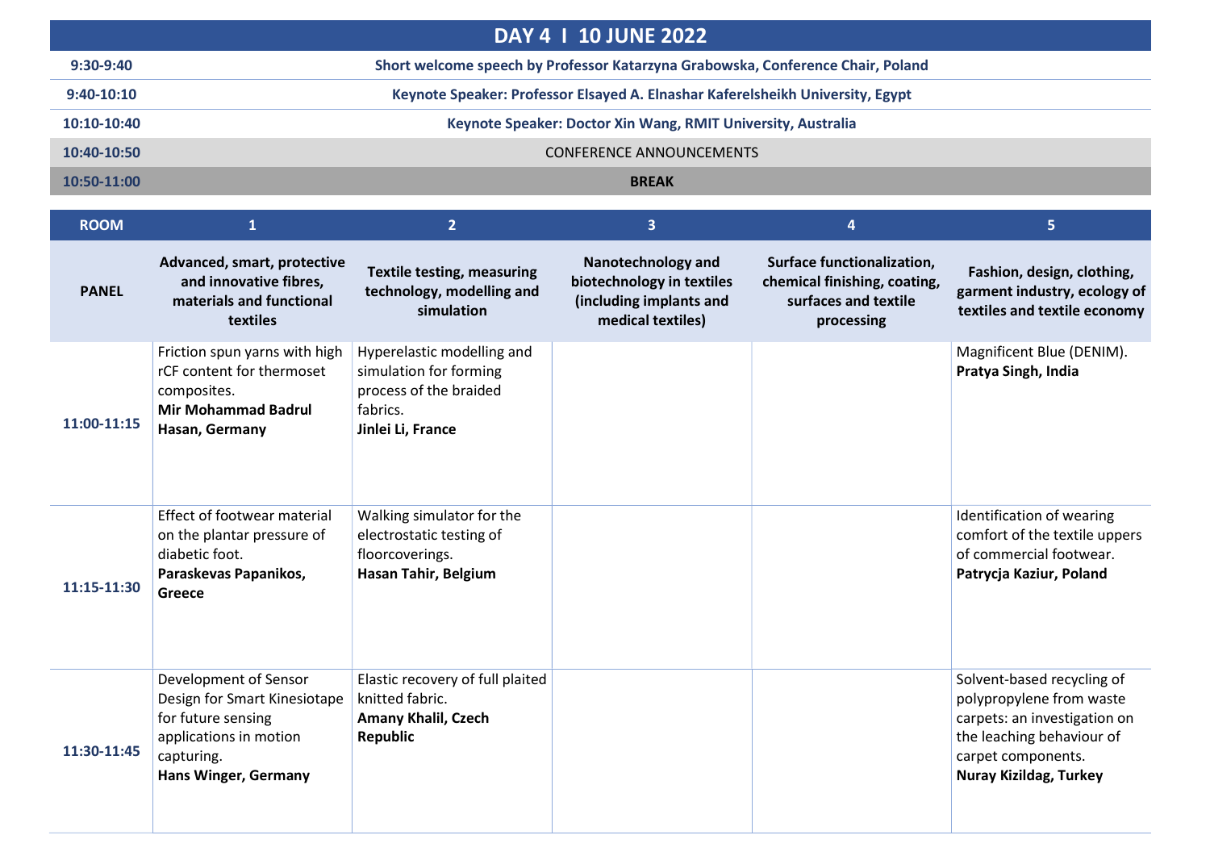## DAY 4 I 10 JUNE 2022

| | |
|---|---|
| 9:30-9:40 | **Short welcome speech by Professor Katarzyna Grabowska, Conference Chair, Poland** |
| 9:40-10:10 | **Keynote Speaker: Professor Elsayed A. Elnashar Kaferelsheikh University, Egypt** |
| 10:10-10:40 | **Keynote Speaker: Doctor Xin Wang, RMIT University, Australia** |
| 10:40-10:50 | CONFERENCE ANNOUNCEMENTS |
| 10:50-11:00 | **BREAK** |

| ROOM | 1 | 2 | 3 | 4 | 5 |
|---|---|---|---|---|---|
| **PANEL** | **Advanced, smart, protective and innovative fibres, materials and functional textiles** | **Textile testing, measuring technology, modelling and simulation** | **Nanotechnology and biotechnology in textiles (including implants and medical textiles)** | **Surface functionalization, chemical finishing, coating, surfaces and textile processing** | **Fashion, design, clothing, garment industry, ecology of textiles and textile economy** |
| **11:00-11:15** | Friction spun yarns with high rCF content for thermoset composites. **Mir Mohammad Badrul Hasan, Germany** | Hyperelastic modelling and simulation for forming process of the braided fabrics. **Jinlei Li, France** | | | Magnificent Blue (DENIM). **Pratya Singh, India** |
| **11:15-11:30** | Effect of footwear material on the plantar pressure of diabetic foot. **Paraskevas Papanikos, Greece** | Walking simulator for the electrostatic testing of floorcoverings. **Hasan Tahir, Belgium** | | | Identification of wearing comfort of the textile uppers of commercial footwear. **Patrycja Kaziur, Poland** |
| **11:30-11:45** | Development of Sensor Design for Smart Kinesiotape for future sensing applications in motion capturing. **Hans Winger, Germany** | Elastic recovery of full plaited knitted fabric. **Amany Khalil, Czech Republic** | | | Solvent-based recycling of polypropylene from waste carpets: an investigation on the leaching behaviour of carpet components. **Nuray Kizildag, Turkey** |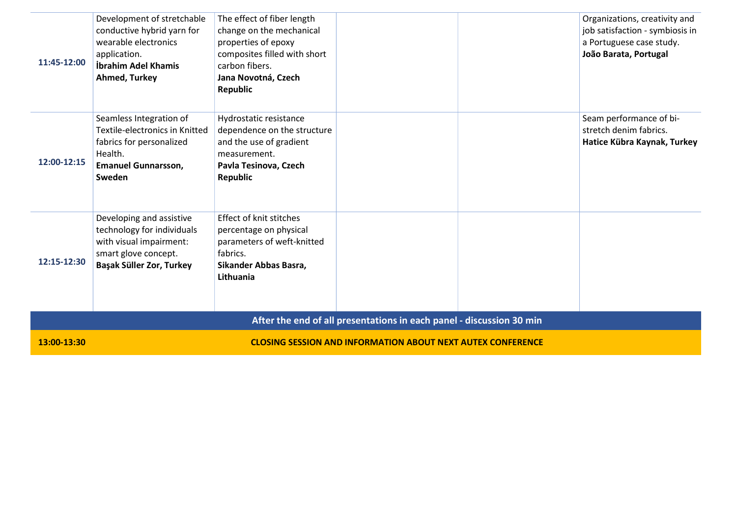| | | | | | |
|---|---|---|---|---|---|
| **11:45-12:00** | Development of stretchable conductive hybrid yarn for wearable electronics application. **İbrahim Adel Khamis Ahmed, Turkey** | The effect of fiber length change on the mechanical properties of epoxy composites filled with short carbon fibers. **Jana Novotná, Czech Republic** | | | Organizations, creativity and job satisfaction - symbiosis in a Portuguese case study. **João Barata, Portugal** |
| **12:00-12:15** | Seamless Integration of Textile-electronics in Knitted fabrics for personalized Health. **Emanuel Gunnarsson, Sweden** | Hydrostatic resistance dependence on the structure and the use of gradient measurement. **Pavla Tesinova, Czech Republic** | | | Seam performance of bi-stretch denim fabrics. **Hatice Kübra Kaynak, Turkey** |
| **12:15-12:30** | Developing and assistive technology for individuals with visual impairment: smart glove concept. **Başak Süller Zor, Turkey** | Effect of knit stitches percentage on physical parameters of weft-knitted fabrics. **Sikander Abbas Basra, Lithuania** | | | |
| | **After the end of all presentations in each panel - discussion 30 min** | | | | |
| **13:00-13:30** | **CLOSING SESSION AND INFORMATION ABOUT NEXT AUTEX CONFERENCE** | | | | |